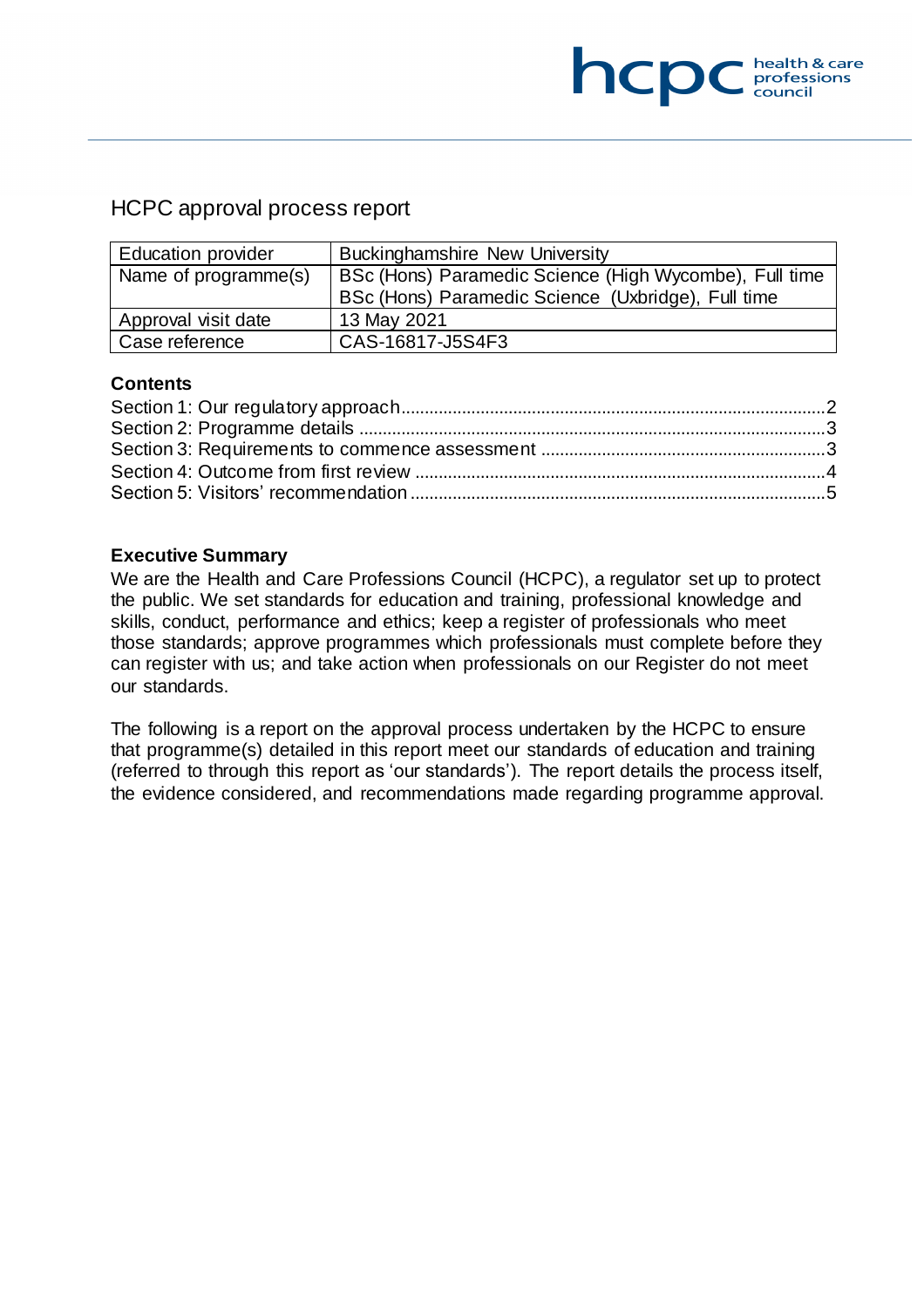# HCPC approval process report

| Education provider | Buckinghamshire New University |
|---|---|
| Name of programme(s) | BSc (Hons) Paramedic Science (High Wycombe), Full time<br>BSc (Hons) Paramedic Science (Uxbridge), Full time |
| Approval visit date | 13 May 2021 |
| Case reference | CAS-16817-J5S4F3 |

## Contents

Section 1: Our regulatory approach.......................................................................................2
Section 2: Programme details ...............................................................................................3
Section 3: Requirements to commence assessment ...........................................................3
Section 4: Outcome from first review ....................................................................................4
Section 5: Visitors' recommendation .....................................................................................5

## Executive Summary

We are the Health and Care Professions Council (HCPC), a regulator set up to protect the public. We set standards for education and training, professional knowledge and skills, conduct, performance and ethics; keep a register of professionals who meet those standards; approve programmes which professionals must complete before they can register with us; and take action when professionals on our Register do not meet our standards.

The following is a report on the approval process undertaken by the HCPC to ensure that programme(s) detailed in this report meet our standards of education and training (referred to through this report as 'our standards'). The report details the process itself, the evidence considered, and recommendations made regarding programme approval.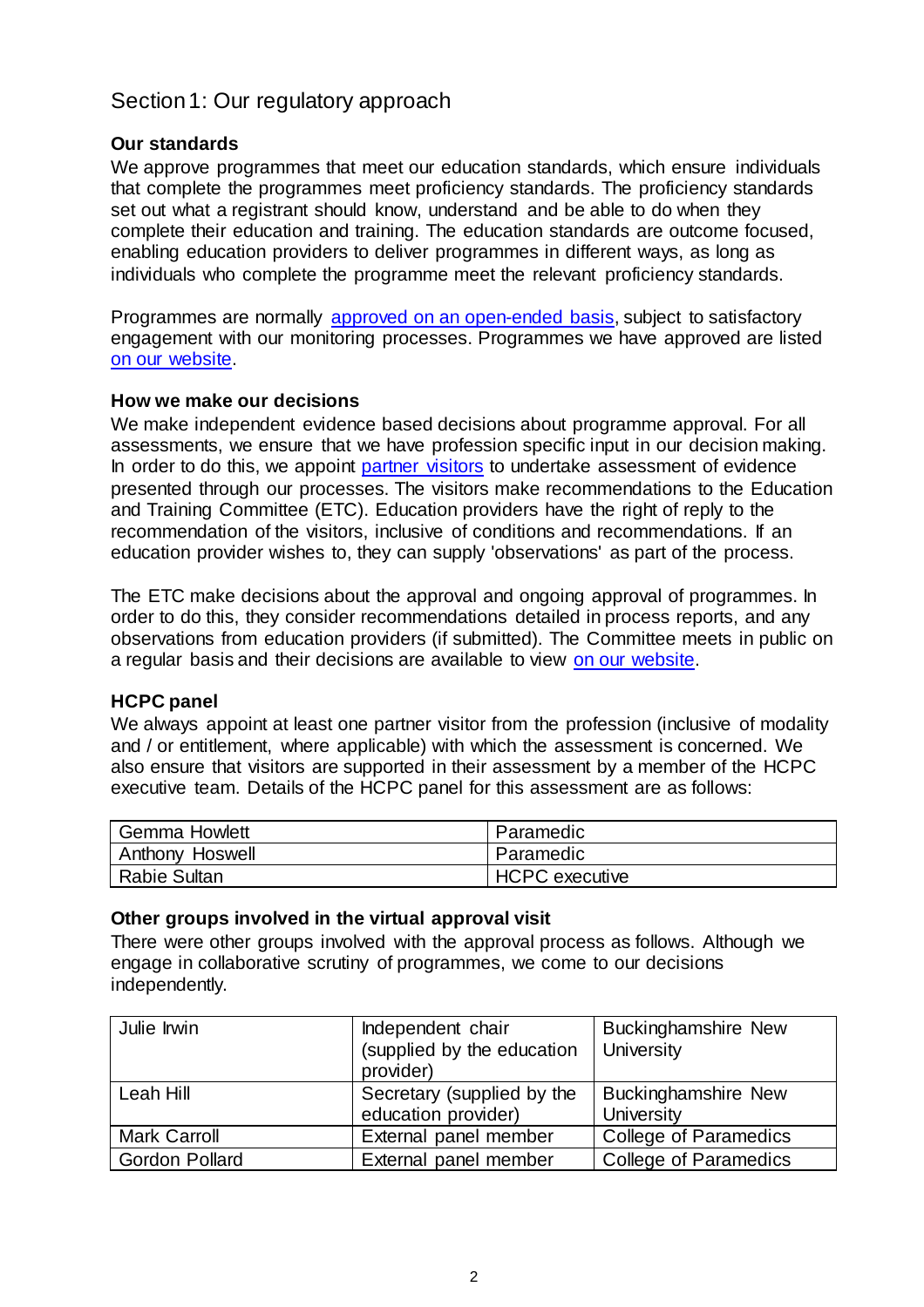## Section 1: Our regulatory approach

### Our standards

We approve programmes that meet our education standards, which ensure individuals that complete the programmes meet proficiency standards. The proficiency standards set out what a registrant should know, understand and be able to do when they complete their education and training. The education standards are outcome focused, enabling education providers to deliver programmes in different ways, as long as individuals who complete the programme meet the relevant proficiency standards.

Programmes are normally [approved on an open-ended basis](), subject to satisfactory engagement with our monitoring processes. Programmes we have approved are listed [on our website]().

### How we make our decisions

We make independent evidence based decisions about programme approval. For all assessments, we ensure that we have profession specific input in our decision making. In order to do this, we appoint [partner visitors]() to undertake assessment of evidence presented through our processes. The visitors make recommendations to the Education and Training Committee (ETC). Education providers have the right of reply to the recommendation of the visitors, inclusive of conditions and recommendations. If an education provider wishes to, they can supply 'observations' as part of the process.

The ETC make decisions about the approval and ongoing approval of programmes. In order to do this, they consider recommendations detailed in process reports, and any observations from education providers (if submitted). The Committee meets in public on a regular basis and their decisions are available to view [on our website]().

### HCPC panel

We always appoint at least one partner visitor from the profession (inclusive of modality and / or entitlement, where applicable) with which the assessment is concerned. We also ensure that visitors are supported in their assessment by a member of the HCPC executive team. Details of the HCPC panel for this assessment are as follows:

| | |
|---|---|
| Gemma Howlett | Paramedic |
| Anthony Hoswell | Paramedic |
| Rabie Sultan | HCPC executive |

### Other groups involved in the virtual approval visit

There were other groups involved with the approval process as follows. Although we engage in collaborative scrutiny of programmes, we come to our decisions independently.

| | | |
|---|---|---|
| Julie Irwin | Independent chair (supplied by the education provider) | Buckinghamshire New University |
| Leah Hill | Secretary (supplied by the education provider) | Buckinghamshire New University |
| Mark Carroll | External panel member | College of Paramedics |
| Gordon Pollard | External panel member | College of Paramedics |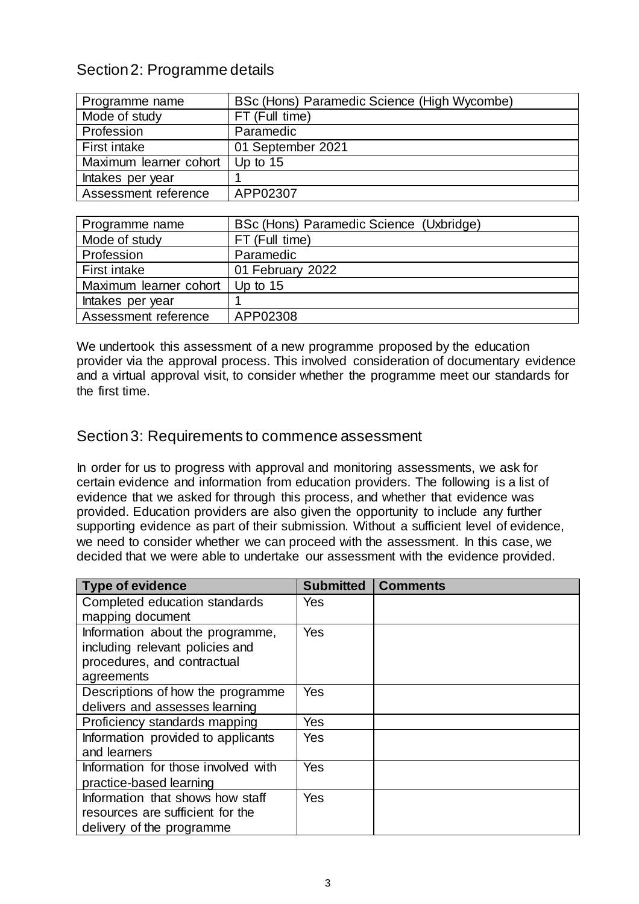## Section 2: Programme details

| Programme name | BSc (Hons) Paramedic Science (High Wycombe) |
|---|---|
| Mode of study | FT (Full time) |
| Profession | Paramedic |
| First intake | 01 September 2021 |
| Maximum learner cohort | Up to 15 |
| Intakes per year | 1 |
| Assessment reference | APP02307 |

| Programme name | BSc (Hons) Paramedic Science (Uxbridge) |
|---|---|
| Mode of study | FT (Full time) |
| Profession | Paramedic |
| First intake | 01 February 2022 |
| Maximum learner cohort | Up to 15 |
| Intakes per year | 1 |
| Assessment reference | APP02308 |

We undertook this assessment of a new programme proposed by the education provider via the approval process. This involved consideration of documentary evidence and a virtual approval visit, to consider whether the programme meet our standards for the first time.

## Section 3: Requirements to commence assessment

In order for us to progress with approval and monitoring assessments, we ask for certain evidence and information from education providers. The following is a list of evidence that we asked for through this process, and whether that evidence was provided. Education providers are also given the opportunity to include any further supporting evidence as part of their submission. Without a sufficient level of evidence, we need to consider whether we can proceed with the assessment. In this case, we decided that we were able to undertake our assessment with the evidence provided.

| Type of evidence | Submitted | Comments |
|---|---|---|
| Completed education standards mapping document | Yes | |
| Information about the programme, including relevant policies and procedures, and contractual agreements | Yes | |
| Descriptions of how the programme delivers and assesses learning | Yes | |
| Proficiency standards mapping | Yes | |
| Information provided to applicants and learners | Yes | |
| Information for those involved with practice-based learning | Yes | |
| Information that shows how staff resources are sufficient for the delivery of the programme | Yes | |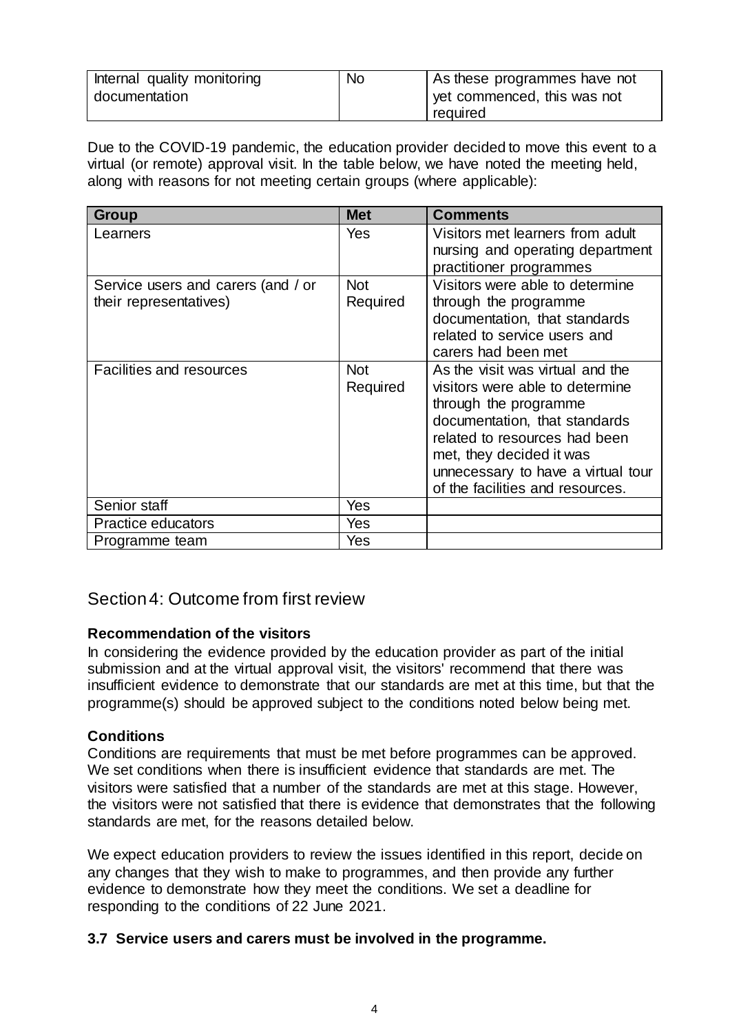| Internal quality monitoring documentation | No | As these programmes have not yet commenced, this was not required |
|---|---|---|

Due to the COVID-19 pandemic, the education provider decided to move this event to a virtual (or remote) approval visit. In the table below, we have noted the meeting held, along with reasons for not meeting certain groups (where applicable):

| Group | Met | Comments |
|---|---|---|
| Learners | Yes | Visitors met learners from adult nursing and operating department practitioner programmes |
| Service users and carers (and / or their representatives) | Not Required | Visitors were able to determine through the programme documentation, that standards related to service users and carers had been met |
| Facilities and resources | Not Required | As the visit was virtual and the visitors were able to determine through the programme documentation, that standards related to resources had been met, they decided it was unnecessary to have a virtual tour of the facilities and resources. |
| Senior staff | Yes | |
| Practice educators | Yes | |
| Programme team | Yes | |

## Section 4: Outcome from first review

**Recommendation of the visitors**

In considering the evidence provided by the education provider as part of the initial submission and at the virtual approval visit, the visitors' recommend that there was insufficient evidence to demonstrate that our standards are met at this time, but that the programme(s) should be approved subject to the conditions noted below being met.

**Conditions**

Conditions are requirements that must be met before programmes can be approved. We set conditions when there is insufficient evidence that standards are met. The visitors were satisfied that a number of the standards are met at this stage. However, the visitors were not satisfied that there is evidence that demonstrates that the following standards are met, for the reasons detailed below.

We expect education providers to review the issues identified in this report, decide on any changes that they wish to make to programmes, and then provide any further evidence to demonstrate how they meet the conditions. We set a deadline for responding to the conditions of 22 June 2021.

**3.7 Service users and carers must be involved in the programme.**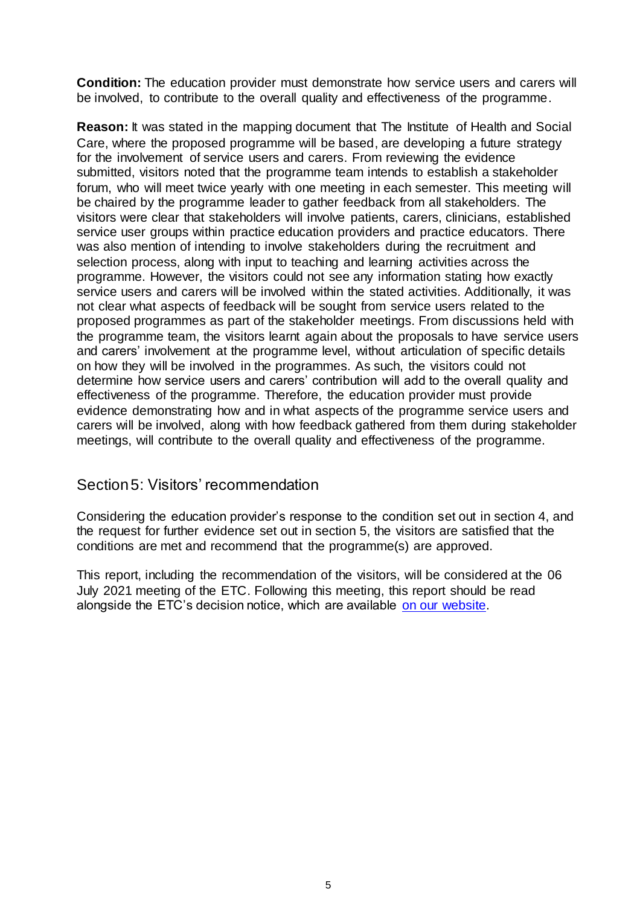**Condition:** The education provider must demonstrate how service users and carers will be involved, to contribute to the overall quality and effectiveness of the programme.

**Reason:** It was stated in the mapping document that The Institute of Health and Social Care, where the proposed programme will be based, are developing a future strategy for the involvement of service users and carers. From reviewing the evidence submitted, visitors noted that the programme team intends to establish a stakeholder forum, who will meet twice yearly with one meeting in each semester. This meeting will be chaired by the programme leader to gather feedback from all stakeholders. The visitors were clear that stakeholders will involve patients, carers, clinicians, established service user groups within practice education providers and practice educators. There was also mention of intending to involve stakeholders during the recruitment and selection process, along with input to teaching and learning activities across the programme. However, the visitors could not see any information stating how exactly service users and carers will be involved within the stated activities. Additionally, it was not clear what aspects of feedback will be sought from service users related to the proposed programmes as part of the stakeholder meetings. From discussions held with the programme team, the visitors learnt again about the proposals to have service users and carers' involvement at the programme level, without articulation of specific details on how they will be involved in the programmes. As such, the visitors could not determine how service users and carers' contribution will add to the overall quality and effectiveness of the programme. Therefore, the education provider must provide evidence demonstrating how and in what aspects of the programme service users and carers will be involved, along with how feedback gathered from them during stakeholder meetings, will contribute to the overall quality and effectiveness of the programme.

## Section 5: Visitors' recommendation

Considering the education provider's response to the condition set out in section 4, and the request for further evidence set out in section 5, the visitors are satisfied that the conditions are met and recommend that the programme(s) are approved.

This report, including the recommendation of the visitors, will be considered at the 06 July 2021 meeting of the ETC. Following this meeting, this report should be read alongside the ETC's decision notice, which are available [on our website](on our website).